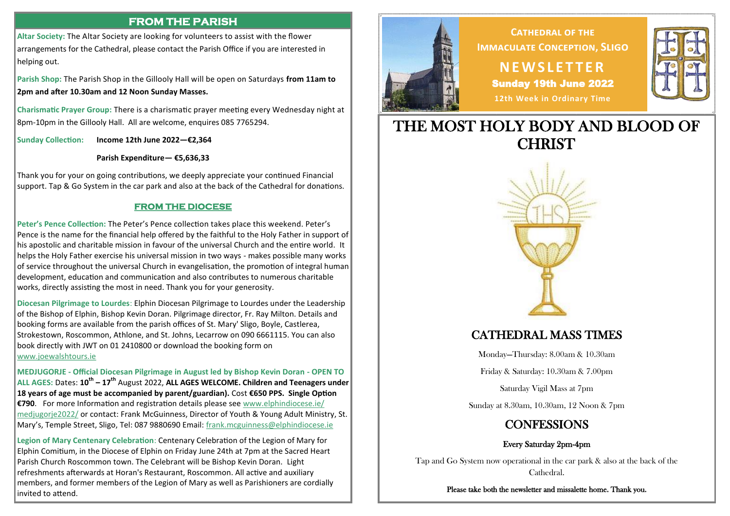## FROM THE PARISH

**Altar Society:** The Altar Society are looking for volunteers to assist with the flower arrangements for the Cathedral, please contact the Parish Office if you are interested in helping out.

**Parish Shop:** The Parish Shop in the Gillooly Hall will be open on Saturdays **from 11am to 2pm and after 10.30am and 12 Noon Sunday Masses.**

**Charismatic Prayer Group:** There is a charismatic prayer meeting every Wednesday night at 8pm-10pm in the Gillooly Hall. All are welcome, enquires 085 7765294.

**Sunday Collection:** **Income 12th June 2022—€2,364**

**Parish Expenditure— €5,636,33**

Thank you for your on going contributions, we deeply appreciate your continued Financial support. Tap & Go System in the car park and also at the back of the Cathedral for donations.

## FROM THE DIOCESE

**Peter's Pence Collection:** The Peter's Pence collection takes place this weekend. Peter's Pence is the name for the financial help offered by the faithful to the Holy Father in support of his apostolic and charitable mission in favour of the universal Church and the entire world. It helps the Holy Father exercise his universal mission in two ways - makes possible many works of service throughout the universal Church in evangelisation, the promotion of integral human development, education and communication and also contributes to numerous charitable works, directly assisting the most in need. Thank you for your generosity.

**Diocesan Pilgrimage to Lourdes**: Elphin Diocesan Pilgrimage to Lourdes under the Leadership of the Bishop of Elphin, Bishop Kevin Doran. Pilgrimage director, Fr. Ray Milton. Details and booking forms are available from the parish offices of St. Mary' Sligo, Boyle, Castlerea, Strokestown, Roscommon, Athlone, and St. Johns, Lecarrow on 090 6661115. You can also book directly with JWT on 01 2410800 or download the booking form on www.joewalshtours.ie

**MEDJUGORJE - Official Diocesan Pilgrimage in August led by Bishop Kevin Doran - OPEN TO ALL AGES:** Dates: **10th – 17th** August 2022, **ALL AGES WELCOME. Children and Teenagers under 18 years of age must be accompanied by parent/guardian).** Cost **€650 PPS. Single Option €790**. For more Information and registration details please see www.elphindiocese.ie/medjugorje2022/ or contact: Frank McGuinness, Director of Youth & Young Adult Ministry, St. Mary's, Temple Street, Sligo, Tel: 087 9880690 Email: frank.mcguinness@elphindiocese.ie

**Legion of Mary Centenary Celebration**: Centenary Celebration of the Legion of Mary for Elphin Comitium, in the Diocese of Elphin on Friday June 24th at 7pm at the Sacred Heart Parish Church Roscommon town. The Celebrant will be Bishop Kevin Doran. Light refreshments afterwards at Horan's Restaurant, Roscommon. All active and auxiliary members, and former members of the Legion of Mary as well as Parishioners are cordially invited to attend.

**CATHEDRAL OF THE IMMACULATE CONCEPTION, SLIGO**

# NEWSLETTER

**Sunday 19th June 2022**

**12th Week in Ordinary Time**

# THE MOST HOLY BODY AND BLOOD OF CHRIST

## CATHEDRAL MASS TIMES

Monday—Thursday: 8.00am & 10.30am

Friday & Saturday: 10.30am & 7.00pm

Saturday Vigil Mass at 7pm

Sunday at 8.30am, 10.30am, 12 Noon & 7pm

## CONFESSIONS

**Every Saturday 2pm-4pm**

Tap and Go System now operational in the car park & also at the back of the Cathedral.

**Please take both the newsletter and missalette home. Thank you.**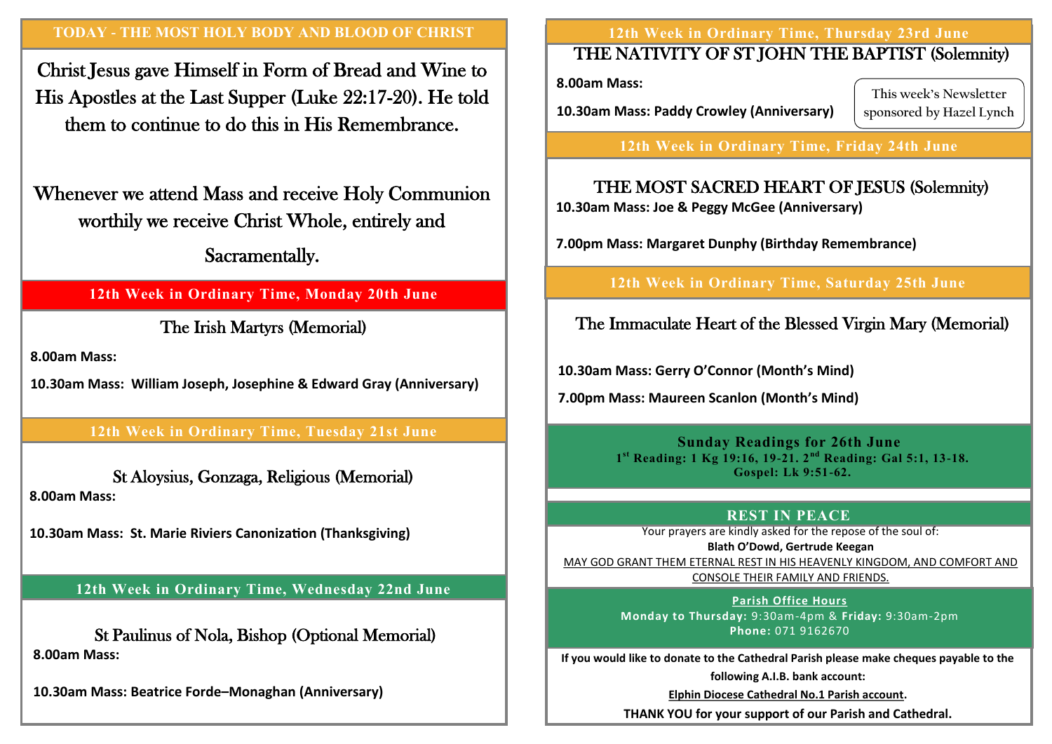## TODAY - THE MOST HOLY BODY AND BLOOD OF CHRIST

Christ Jesus gave Himself in Form of Bread and Wine to His Apostles at the Last Supper (Luke 22:17-20). He told them to continue to do this in His Remembrance.

Whenever we attend Mass and receive Holy Communion worthily we receive Christ Whole, entirely and Sacramentally.

## 12th Week in Ordinary Time, Monday 20th June

The Irish Martyrs (Memorial)

**8.00am Mass:**

**10.30am Mass: William Joseph, Josephine & Edward Gray (Anniversary)**

## 12th Week in Ordinary Time, Tuesday 21st June

St Aloysius, Gonzaga, Religious (Memorial)

**8.00am Mass:**

**10.30am Mass: St. Marie Riviers Canonization (Thanksgiving)**

## 12th Week in Ordinary Time, Wednesday 22nd June

St Paulinus of Nola, Bishop (Optional Memorial)

**8.00am Mass:**

**10.30am Mass: Beatrice Forde–Monaghan (Anniversary)**

## 12th Week in Ordinary Time, Thursday 23rd June

THE NATIVITY OF ST JOHN THE BAPTIST (Solemnity)

**8.00am Mass:**

**10.30am Mass: Paddy Crowley (Anniversary)**

This week's Newsletter sponsored by Hazel Lynch

## 12th Week in Ordinary Time, Friday 24th June

THE MOST SACRED HEART OF JESUS (Solemnity)

**10.30am Mass: Joe & Peggy McGee (Anniversary)**

**7.00pm Mass: Margaret Dunphy (Birthday Remembrance)**

## 12th Week in Ordinary Time, Saturday 25th June

The Immaculate Heart of the Blessed Virgin Mary (Memorial)

**10.30am Mass: Gerry O'Connor (Month's Mind)**

**7.00pm Mass: Maureen Scanlon (Month's Mind)**

## Sunday Readings for 26th June

**1st Reading: 1 Kg 19:16, 19-21. 2nd Reading: Gal 5:1, 13-18.**
**Gospel: Lk 9:51-62.**

## REST IN PEACE

Your prayers are kindly asked for the repose of the soul of:

**Blath O'Dowd, Gertrude Keegan**

MAY GOD GRANT THEM ETERNAL REST IN HIS HEAVENLY KINGDOM, AND COMFORT AND CONSOLE THEIR FAMILY AND FRIENDS.

**Parish Office Hours**

**Monday to Thursday:** 9:30am-4pm & **Friday:** 9:30am-2pm
**Phone:** 071 9162670

**If you would like to donate to the Cathedral Parish please make cheques payable to the following A.I.B. bank account:**

**Elphin Diocese Cathedral No.1 Parish account.**

**THANK YOU for your support of our Parish and Cathedral.**